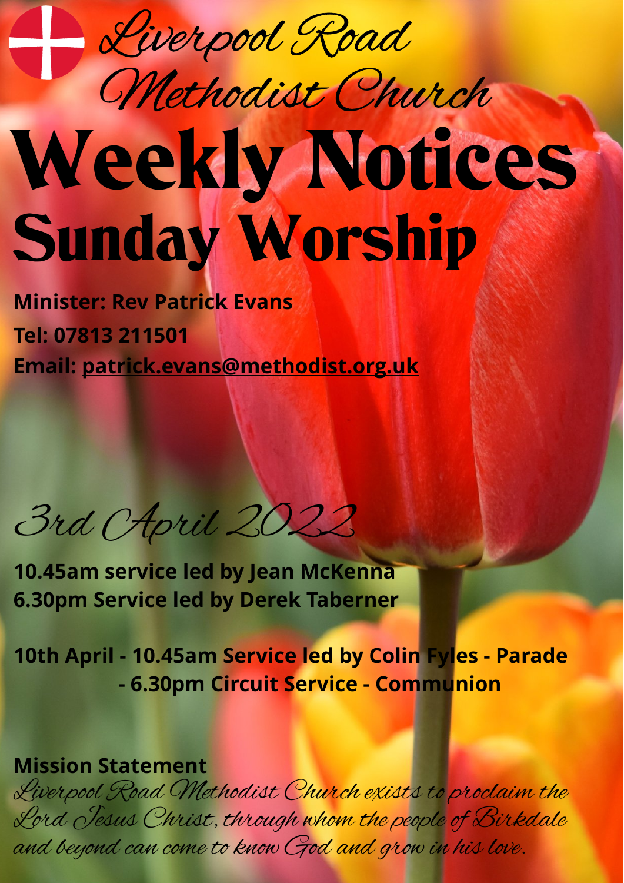# Liverpool Road Methodist Church

# Weekly Notices

## Sunday Worship

**Minister: Rev Patrick Evans**

**Tel: 07813 211501**

**Email: patrick.evans@methodist.org.uk**

*3rd April 2022*

**10.45am service led by Jean McKenna**
**6.30pm Service led by Derek Taberner**

**10th April - 10.45am Service led by Colin Fyles - Parade**
**- 6.30pm Circuit Service - Communion**

**Mission Statement**

*Liverpool Road Methodist Church exists to proclaim the Lord Jesus Christ, through whom the people of Birkdale and beyond can come to know God and grow in his love.*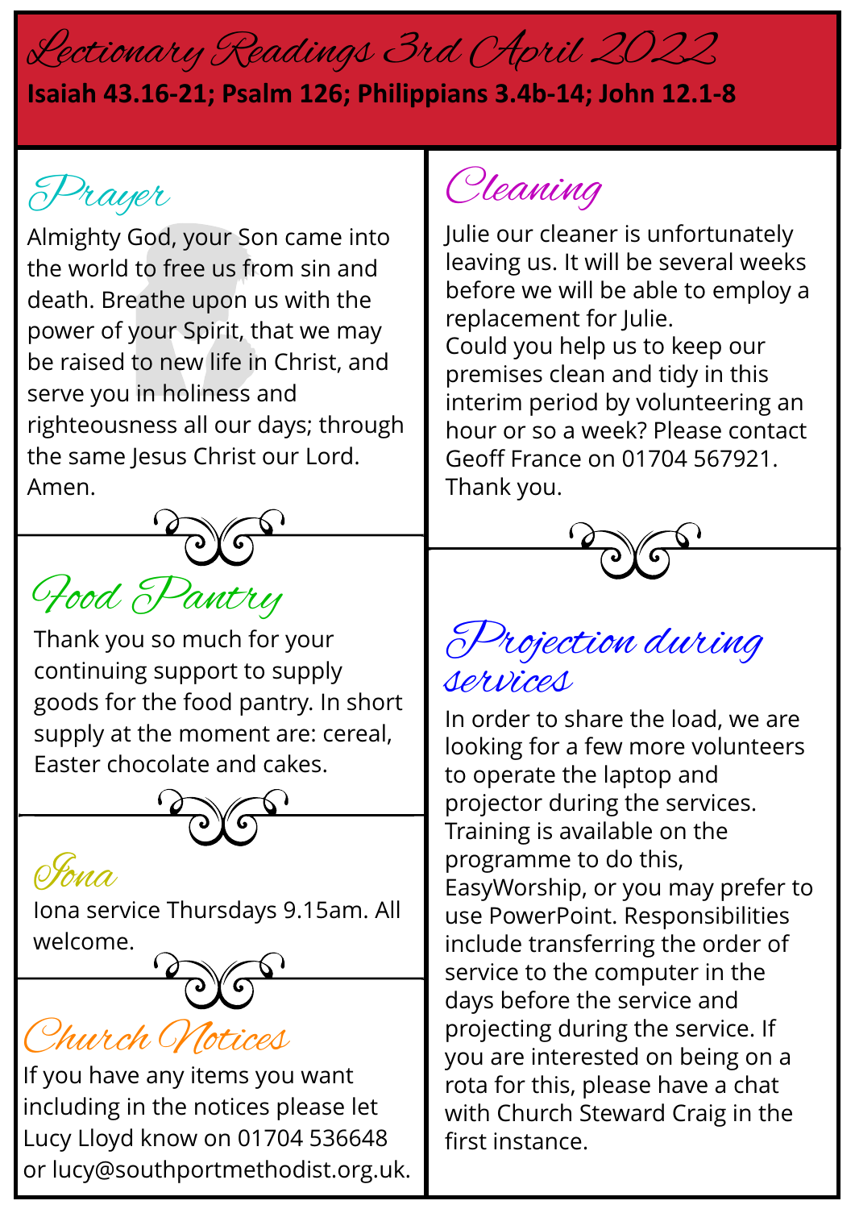# Lectionary Readings 3rd April 2022

**Isaiah 43.16-21; Psalm 126; Philippians 3.4b-14; John 12.1-8**

## Prayer

Almighty God, your Son came into the world to free us from sin and death. Breathe upon us with the power of your Spirit, that we may be raised to new life in Christ, and serve you in holiness and righteousness all our days; through the same Jesus Christ our Lord. Amen.

## Food Pantry

Thank you so much for your continuing support to supply goods for the food pantry. In short supply at the moment are: cereal, Easter chocolate and cakes.

## Iona

Iona service Thursdays 9.15am. All welcome.

## Church Notices

If you have any items you want including in the notices please let Lucy Lloyd know on 01704 536648 or lucy@southportmethodist.org.uk.

## Cleaning

Julie our cleaner is unfortunately leaving us. It will be several weeks before we will be able to employ a replacement for Julie.
Could you help us to keep our premises clean and tidy in this interim period by volunteering an hour or so a week? Please contact Geoff France on 01704 567921. Thank you.

## Projection during services

In order to share the load, we are looking for a few more volunteers to operate the laptop and projector during the services. Training is available on the programme to do this, EasyWorship, or you may prefer to use PowerPoint. Responsibilities include transferring the order of service to the computer in the days before the service and projecting during the service. If you are interested on being on a rota for this, please have a chat with Church Steward Craig in the first instance.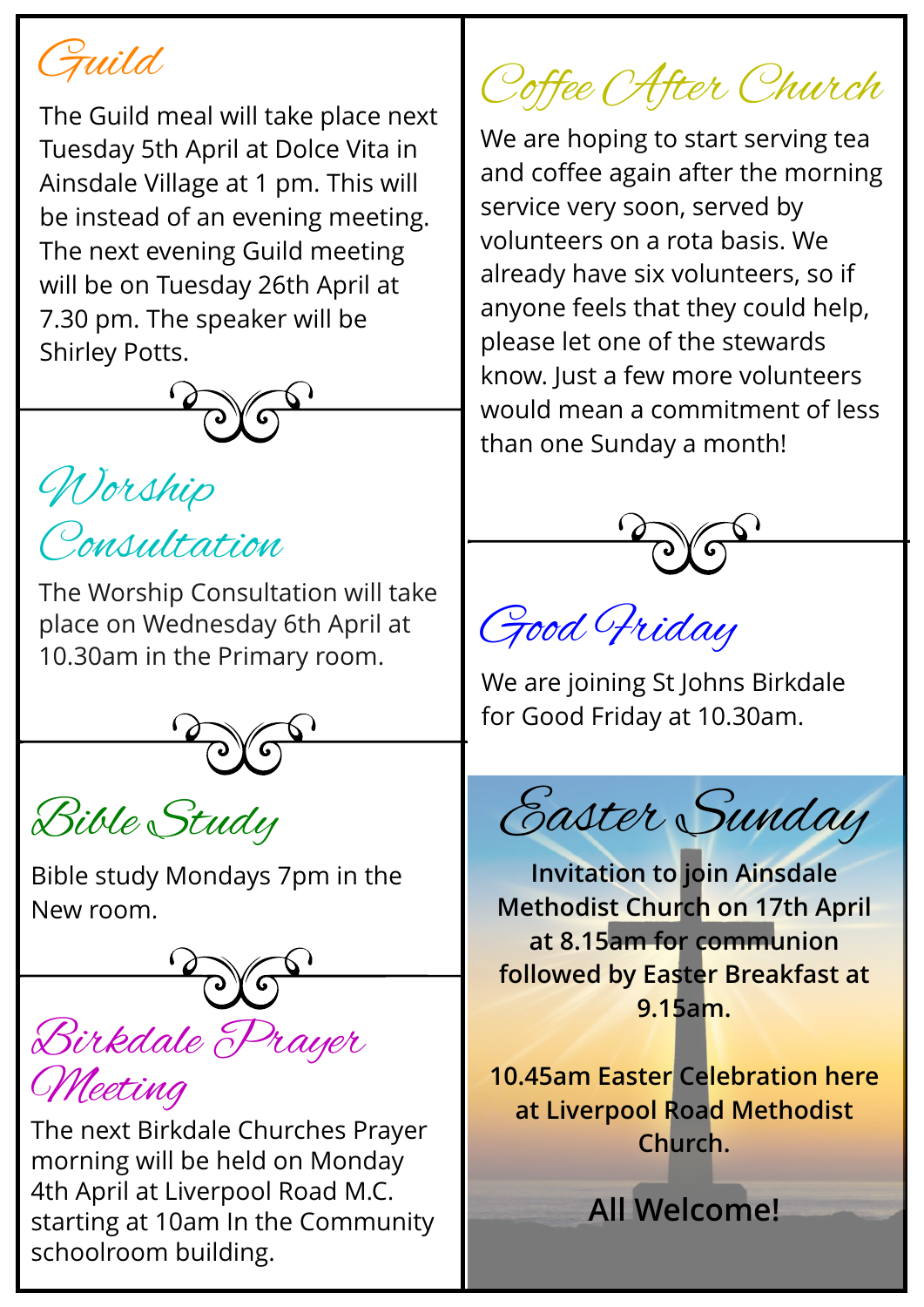## Guild

The Guild meal will take place next Tuesday 5th April at Dolce Vita in Ainsdale Village at 1 pm. This will be instead of an evening meeting. The next evening Guild meeting will be on Tuesday 26th April at 7.30 pm. The speaker will be Shirley Potts.

## Worship Consultation

The Worship Consultation will take place on Wednesday 6th April at 10.30am in the Primary room.

## Bible Study

Bible study Mondays 7pm in the New room.

## Birkdale Prayer Meeting

The next Birkdale Churches Prayer morning will be held on Monday 4th April at Liverpool Road M.C. starting at 10am In the Community schoolroom building.

## Coffee After Church

We are hoping to start serving tea and coffee again after the morning service very soon, served by volunteers on a rota basis. We already have six volunteers, so if anyone feels that they could help, please let one of the stewards know. Just a few more volunteers would mean a commitment of less than one Sunday a month!

## Good Friday

We are joining St Johns Birkdale for Good Friday at 10.30am.

## Easter Sunday

**Invitation to join Ainsdale Methodist Church on 17th April at 8.15am for communion followed by Easter Breakfast at 9.15am.**

**10.45am Easter Celebration here at Liverpool Road Methodist Church.**

**All Welcome!**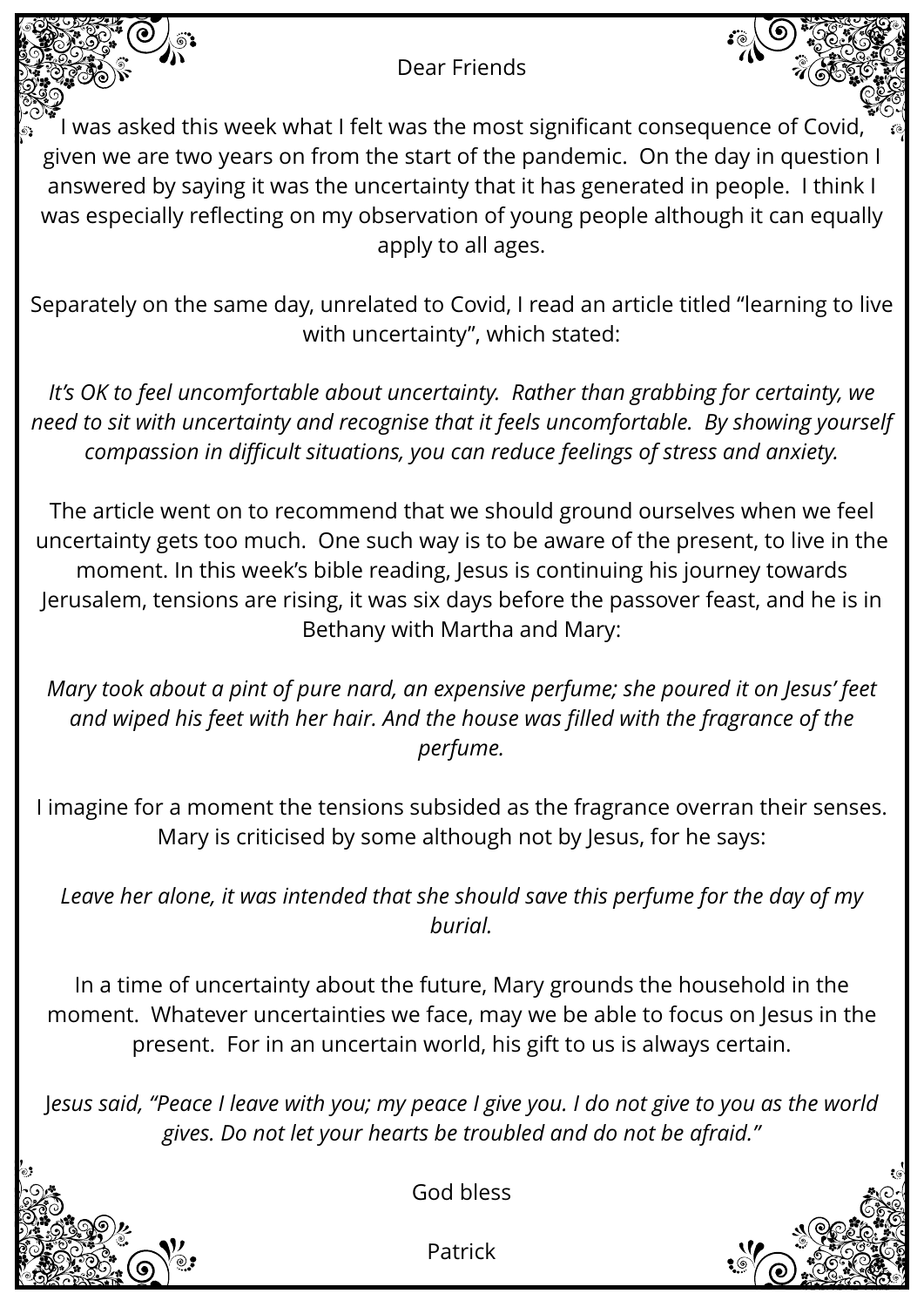Dear Friends

I was asked this week what I felt was the most significant consequence of Covid, given we are two years on from the start of the pandemic. On the day in question I answered by saying it was the uncertainty that it has generated in people. I think I was especially reflecting on my observation of young people although it can equally apply to all ages.

Separately on the same day, unrelated to Covid, I read an article titled "learning to live with uncertainty", which stated:

*It's OK to feel uncomfortable about uncertainty. Rather than grabbing for certainty, we need to sit with uncertainty and recognise that it feels uncomfortable. By showing yourself compassion in difficult situations, you can reduce feelings of stress and anxiety.*

The article went on to recommend that we should ground ourselves when we feel uncertainty gets too much. One such way is to be aware of the present, to live in the moment. In this week's bible reading, Jesus is continuing his journey towards Jerusalem, tensions are rising, it was six days before the passover feast, and he is in Bethany with Martha and Mary:

*Mary took about a pint of pure nard, an expensive perfume; she poured it on Jesus' feet and wiped his feet with her hair. And the house was filled with the fragrance of the perfume.*

I imagine for a moment the tensions subsided as the fragrance overran their senses. Mary is criticised by some although not by Jesus, for he says:

*Leave her alone, it was intended that she should save this perfume for the day of my burial.*

In a time of uncertainty about the future, Mary grounds the household in the moment. Whatever uncertainties we face, may we be able to focus on Jesus in the present. For in an uncertain world, his gift to us is always certain.

*Jesus said, "Peace I leave with you; my peace I give you. I do not give to you as the world gives. Do not let your hearts be troubled and do not be afraid."*

God bless

Patrick